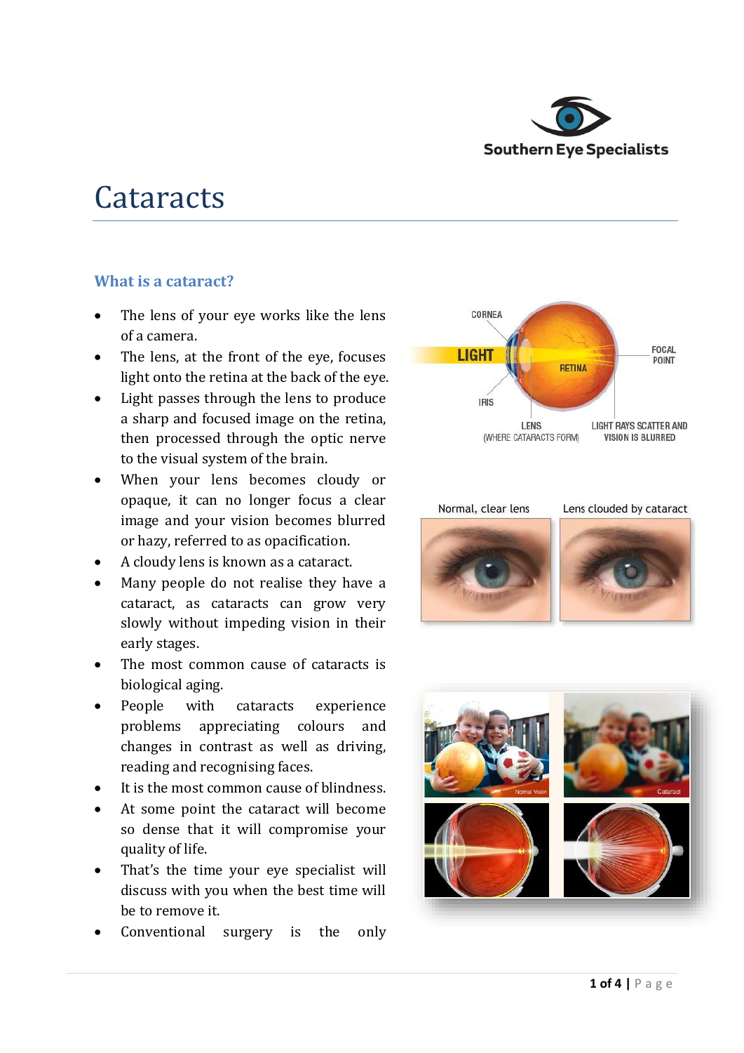# Cataracts

## What is a cataract?

- The lens of your eye works like the lens of a camera.
- The lens, at the front of the eye, focuses light onto the retina at the back of the eye.
- Light passes through the lens to produce a sharp and focused image on the retina, then processed through the optic nerve to the visual system of the brain.
- When your lens becomes cloudy or opaque, it can no longer focus a clear image and your vision becomes blurred or hazy, referred to as opacification.
- A cloudy lens is known as a cataract.
- Many people do not realise they have a cataract, as cataracts can grow very slowly without impeding vision in their early stages.
- The most common cause of cataracts is biological aging.
- People with cataracts experience problems appreciating colours and changes in contrast as well as driving, reading and recognising faces.
- It is the most common cause of blindness.
- At some point the cataract will become so dense that it will compromise your quality of life.
- That's the time your eye specialist will discuss with you when the best time will be to remove it.
- Conventional surgery is the only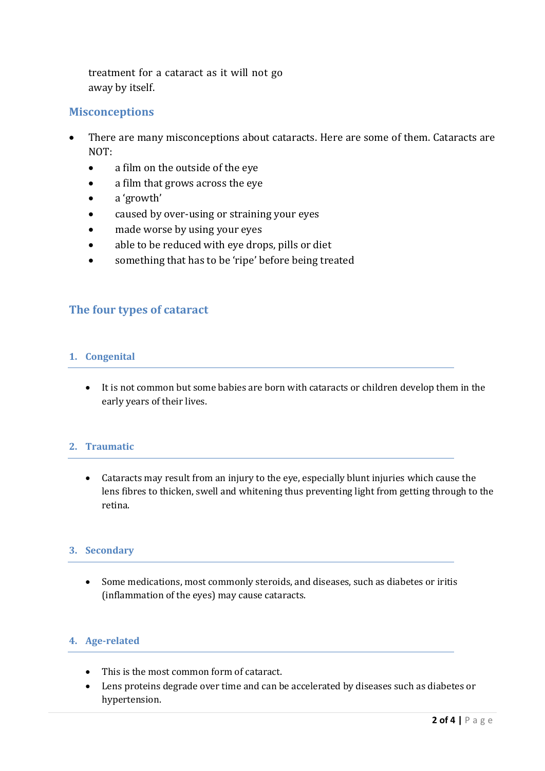treatment for a cataract as it will not go away by itself.

## Misconceptions

- There are many misconceptions about cataracts. Here are some of them. Cataracts are NOT:
  - a film on the outside of the eye
  - a film that grows across the eye
  - a 'growth'
  - caused by over-using or straining your eyes
  - made worse by using your eyes
  - able to be reduced with eye drops, pills or diet
  - something that has to be 'ripe' before being treated

## The four types of cataract

### 1. Congenital

- It is not common but some babies are born with cataracts or children develop them in the early years of their lives.

### 2. Traumatic

- Cataracts may result from an injury to the eye, especially blunt injuries which cause the lens fibres to thicken, swell and whitening thus preventing light from getting through to the retina.

### 3. Secondary

- Some medications, most commonly steroids, and diseases, such as diabetes or iritis (inflammation of the eyes) may cause cataracts.

### 4. Age-related

- This is the most common form of cataract.
- Lens proteins degrade over time and can be accelerated by diseases such as diabetes or hypertension.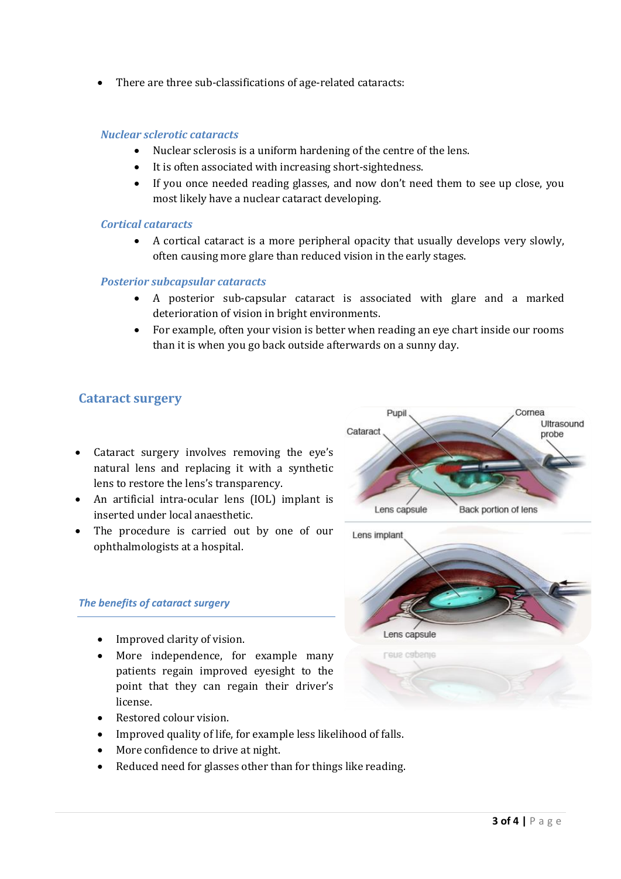- There are three sub-classifications of age-related cataracts:

### *Nuclear sclerotic cataracts*

- Nuclear sclerosis is a uniform hardening of the centre of the lens.
- It is often associated with increasing short-sightedness.
- If you once needed reading glasses, and now don't need them to see up close, you most likely have a nuclear cataract developing.

### *Cortical cataracts*

- A cortical cataract is a more peripheral opacity that usually develops very slowly, often causing more glare than reduced vision in the early stages.

### *Posterior subcapsular cataracts*

- A posterior sub-capsular cataract is associated with glare and a marked deterioration of vision in bright environments.
- For example, often your vision is better when reading an eye chart inside our rooms than it is when you go back outside afterwards on a sunny day.

## Cataract surgery

- Cataract surgery involves removing the eye's natural lens and replacing it with a synthetic lens to restore the lens's transparency.
- An artificial intra-ocular lens (IOL) implant is inserted under local anaesthetic.
- The procedure is carried out by one of our ophthalmologists at a hospital.

### *The benefits of cataract surgery*

- Improved clarity of vision.
- More independence, for example many patients regain improved eyesight to the point that they can regain their driver's license.
- Restored colour vision.
- Improved quality of life, for example less likelihood of falls.
- More confidence to drive at night.
- Reduced need for glasses other than for things like reading.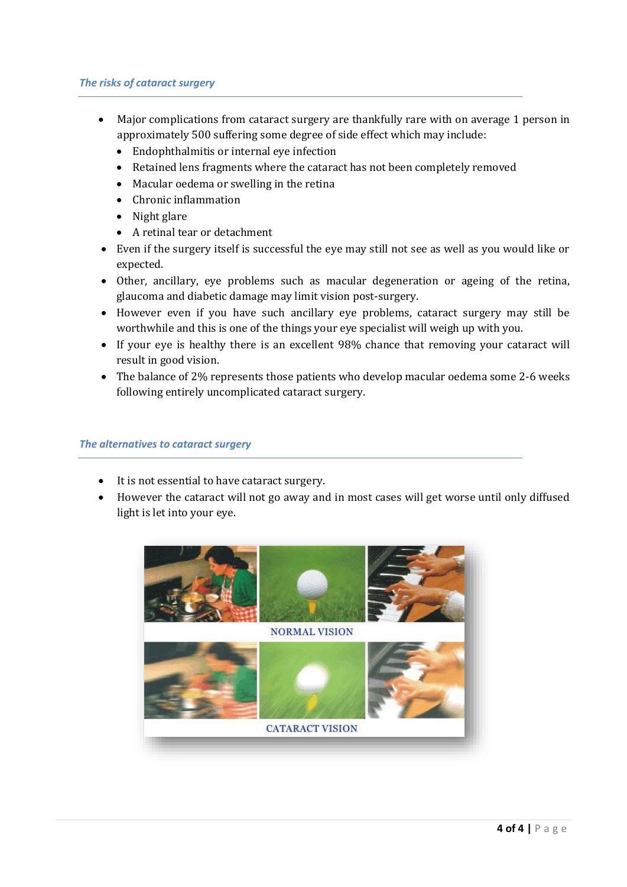## *The risks of cataract surgery*

- Major complications from cataract surgery are thankfully rare with on average 1 person in approximately 500 suffering some degree of side effect which may include:
  - Endophthalmitis or internal eye infection
  - Retained lens fragments where the cataract has not been completely removed
  - Macular oedema or swelling in the retina
  - Chronic inflammation
  - Night glare
  - A retinal tear or detachment
- Even if the surgery itself is successful the eye may still not see as well as you would like or expected.
- Other, ancillary, eye problems such as macular degeneration or ageing of the retina, glaucoma and diabetic damage may limit vision post-surgery.
- However even if you have such ancillary eye problems, cataract surgery may still be worthwhile and this is one of the things your eye specialist will weigh up with you.
- If your eye is healthy there is an excellent 98% chance that removing your cataract will result in good vision.
- The balance of 2% represents those patients who develop macular oedema some 2-6 weeks following entirely uncomplicated cataract surgery.

## *The alternatives to cataract surgery*

- It is not essential to have cataract surgery.
- However the cataract will not go away and in most cases will get worse until only diffused light is let into your eye.

NORMAL VISION

CATARACT VISION